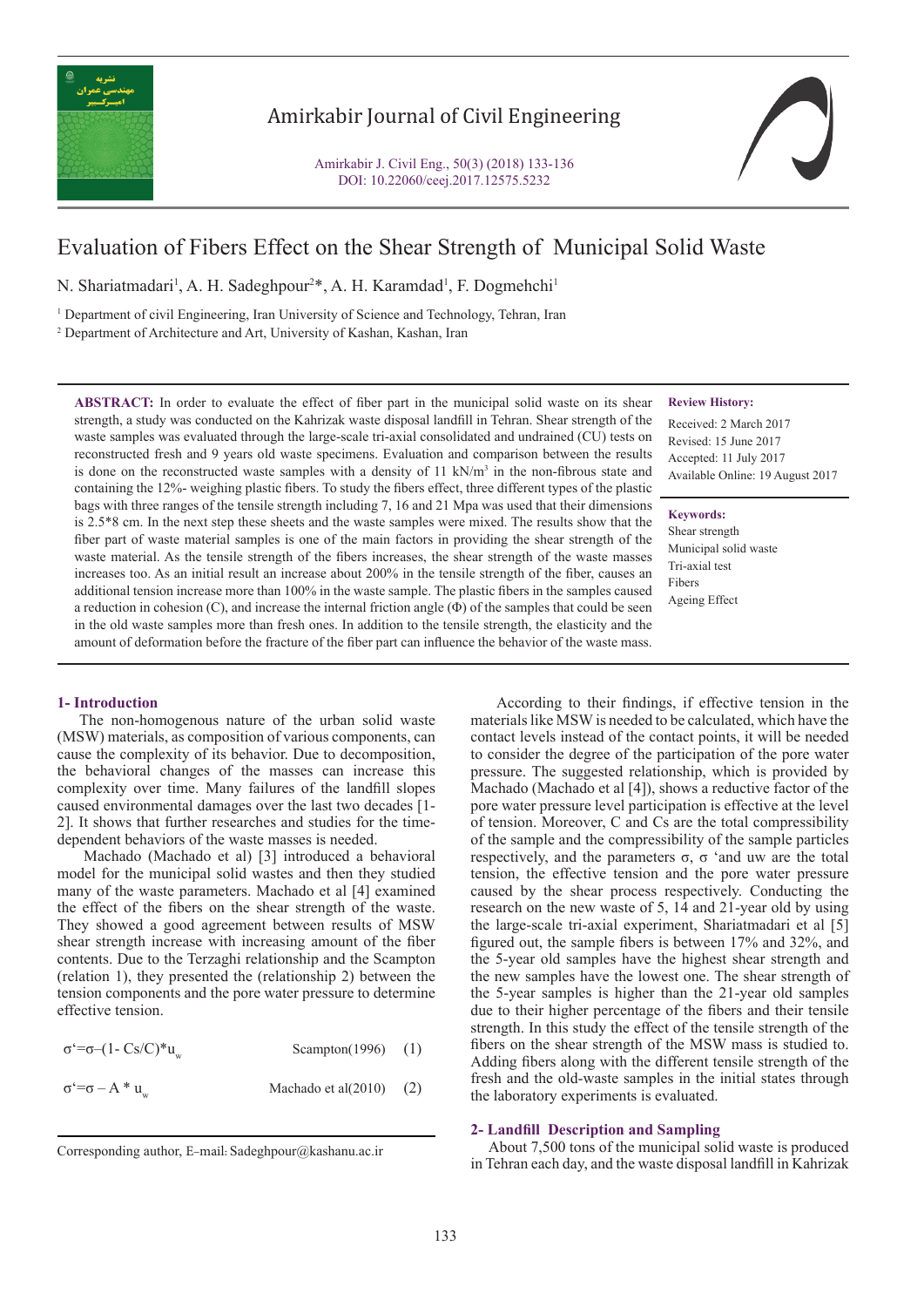# Evaluation of Fibers Effect on the Shear Strength of Municipal Solid Waste

N. Shariatmadari[1], A. H. Sadeghpour[2]*, A. H. Karamdad[1], F. Dogmehchi[1]

[1] Department of civil Engineering, Iran University of Science and Technology, Tehran, Iran

[2] Department of Architecture and Art, University of Kashan, Kashan, Iran

**ABSTRACT:** In order to evaluate the effect of fiber part in the municipal solid waste on its shear strength, a study was conducted on the Kahrizak waste disposal landfill in Tehran. Shear strength of the waste samples was evaluated through the large-scale tri-axial consolidated and undrained (CU) tests on reconstructed fresh and 9 years old waste specimens. Evaluation and comparison between the results is done on the reconstructed waste samples with a density of 11 kN/m$^3$ in the non-fibrous state and containing the 12%- weighing plastic fibers. To study the fibers effect, three different types of the plastic bags with three ranges of the tensile strength including 7, 16 and 21 Mpa was used that their dimensions is 2.5*8 cm. In the next step these sheets and the waste samples were mixed. The results show that the fiber part of waste material samples is one of the main factors in providing the shear strength of the waste material. As the tensile strength of the fibers increases, the shear strength of the waste masses increases too. As an initial result an increase about 200% in the tensile strength of the fiber, causes an additional tension increase more than 100% in the waste sample. The plastic fibers in the samples caused a reduction in cohesion (C), and increase the internal friction angle (Φ) of the samples that could be seen in the old waste samples more than fresh ones. In addition to the tensile strength, the elasticity and the amount of deformation before the fracture of the fiber part can influence the behavior of the waste mass.

**Review History:**

Received: 2 March 2017
Revised: 15 June 2017
Accepted: 11 July 2017
Available Online: 19 August 2017

**Keywords:**

Shear strength
Municipal solid waste
Tri-axial test
Fibers
Ageing Effect

## 1- Introduction

The non-homogenous nature of the urban solid waste (MSW) materials, as composition of various components, can cause the complexity of its behavior. Due to decomposition, the behavioral changes of the masses can increase this complexity over time. Many failures of the landfill slopes caused environmental damages over the last two decades [1-2]. It shows that further researches and studies for the time-dependent behaviors of the waste masses is needed.

Machado (Machado et al) [3] introduced a behavioral model for the municipal solid wastes and then they studied many of the waste parameters. Machado et al [4] examined the effect of the fibers on the shear strength of the waste. They showed a good agreement between results of MSW shear strength increase with increasing amount of the fiber contents. Due to the Terzaghi relationship and the Scampton (relation 1), they presented the (relationship 2) between the tension components and the pore water pressure to determine effective tension.

$$\sigma' = \sigma - (1 - Cs/C) * u_w \qquad \text{Scampton(1996)} \quad (1)$$

$$\sigma' = \sigma - A * u_w \qquad \text{Machado et al(2010)} \quad (2)$$

According to their findings, if effective tension in the materials like MSW is needed to be calculated, which have the contact levels instead of the contact points, it will be needed to consider the degree of the participation of the pore water pressure. The suggested relationship, which is provided by Machado (Machado et al [4]), shows a reductive factor of the pore water pressure level participation is effective at the level of tension. Moreover, C and Cs are the total compressibility of the sample and the compressibility of the sample particles respectively, and the parameters σ, σ 'and uw are the total tension, the effective tension and the pore water pressure caused by the shear process respectively. Conducting the research on the new waste of 5, 14 and 21-year old by using the large-scale tri-axial experiment, Shariatmadari et al [5] figured out, the sample fibers is between 17% and 32%, and the 5-year old samples have the highest shear strength and the new samples have the lowest one. The shear strength of the 5-year samples is higher than the 21-year old samples due to their higher percentage of the fibers and their tensile strength. In this study the effect of the tensile strength of the fibers on the shear strength of the MSW mass is studied to. Adding fibers along with the different tensile strength of the fresh and the old-waste samples in the initial states through the laboratory experiments is evaluated.

## 2- Landfill Description and Sampling

About 7,500 tons of the municipal solid waste is produced in Tehran each day, and the waste disposal landfill in Kahrizak

Corresponding author, E-mail: Sadeghpour@kashanu.ac.ir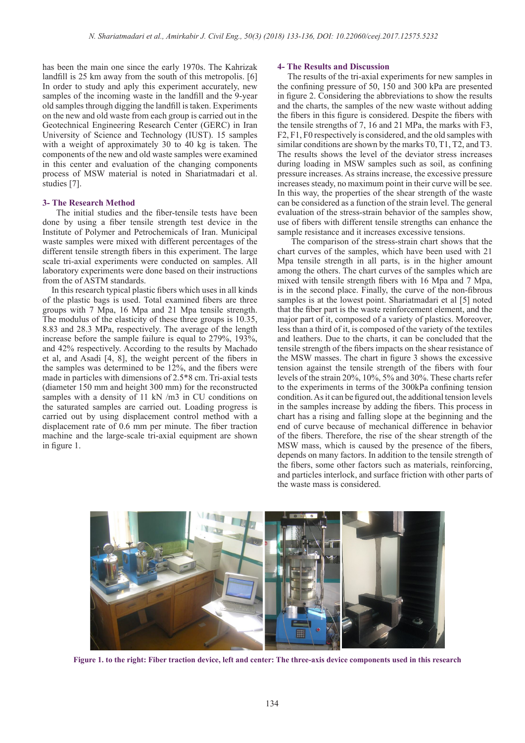has been the main one since the early 1970s. The Kahrizak landfill is 25 km away from the south of this metropolis. [6] In order to study and aply this experiment accurately, new samples of the incoming waste in the landfill and the 9-year old samples through digging the landfill is taken. Experiments on the new and old waste from each group is carried out in the Geotechnical Engineering Research Center (GERC) in Iran University of Science and Technology (IUST). 15 samples with a weight of approximately 30 to 40 kg is taken. The components of the new and old waste samples were examined in this center and evaluation of the changing components process of MSW material is noted in Shariatmadari et al. studies [7].

## 3- The Research Method

The initial studies and the fiber-tensile tests have been done by using a fiber tensile strength test device in the Institute of Polymer and Petrochemicals of Iran. Municipal waste samples were mixed with different percentages of the different tensile strength fibers in this experiment. The large scale tri-axial experiments were conducted on samples. All laboratory experiments were done based on their instructions from the of ASTM standards.

In this research typical plastic fibers which uses in all kinds of the plastic bags is used. Total examined fibers are three groups with 7 Mpa, 16 Mpa and 21 Mpa tensile strength. The modulus of the elasticity of these three groups is 10.35, 8.83 and 28.3 MPa, respectively. The average of the length increase before the sample failure is equal to 279%, 193%, and 42% respectively. According to the results by Machado et al, and Asadi [4, 8], the weight percent of the fibers in the samples was determined to be 12%, and the fibers were made in particles with dimensions of 2.5*8 cm. Tri-axial tests (diameter 150 mm and height 300 mm) for the reconstructed samples with a density of 11 kN /m3 in CU conditions on the saturated samples are carried out. Loading progress is carried out by using displacement control method with a displacement rate of 0.6 mm per minute. The fiber traction machine and the large-scale tri-axial equipment are shown in figure 1.

## 4- The Results and Discussion

The results of the tri-axial experiments for new samples in the confining pressure of 50, 150 and 300 kPa are presented in figure 2. Considering the abbreviations to show the results and the charts, the samples of the new waste without adding the fibers in this figure is considered. Despite the fibers with the tensile strengths of 7, 16 and 21 MPa, the marks with F3, F2, F1, F0 respectively is considered, and the old samples with similar conditions are shown by the marks T0, T1, T2, and T3. The results shows the level of the deviator stress increases during loading in MSW samples such as soil, as confining pressure increases. As strains increase, the excessive pressure increases steady, no maximum point in their curve will be see. In this way, the properties of the shear strength of the waste can be considered as a function of the strain level. The general evaluation of the stress-strain behavior of the samples show, use of fibers with different tensile strengths can enhance the sample resistance and it increases excessive tensions.

The comparison of the stress-strain chart shows that the chart curves of the samples, which have been used with 21 Mpa tensile strength in all parts, is in the higher amount among the others. The chart curves of the samples which are mixed with tensile strength fibers with 16 Mpa and 7 Mpa, is in the second place. Finally, the curve of the non-fibrous samples is at the lowest point. Shariatmadari et al [5] noted that the fiber part is the waste reinforcement element, and the major part of it, composed of a variety of plastics. Moreover, less than a third of it, is composed of the variety of the textiles and leathers. Due to the charts, it can be concluded that the tensile strength of the fibers impacts on the shear resistance of the MSW masses. The chart in figure 3 shows the excessive tension against the tensile strength of the fibers with four levels of the strain 20%, 10%, 5% and 30%. These charts refer to the experiments in terms of the 300kPa confining tension condition. As it can be figured out, the additional tension levels in the samples increase by adding the fibers. This process in chart has a rising and falling slope at the beginning and the end of curve because of mechanical difference in behavior of the fibers. Therefore, the rise of the shear strength of the MSW mass, which is caused by the presence of the fibers, depends on many factors. In addition to the tensile strength of the fibers, some other factors such as materials, reinforcing, and particles interlock, and surface friction with other parts of the waste mass is considered.

**Figure 1. to the right: Fiber traction device, left and center: The three-axis device components used in this research**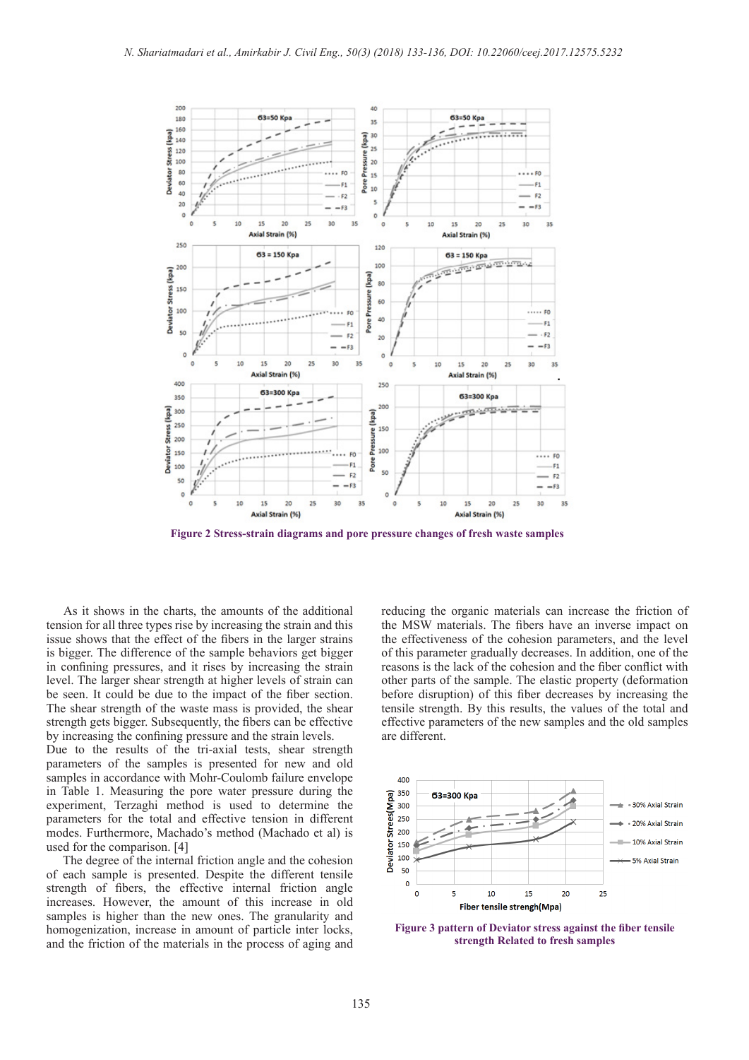Figure 2 Stress-strain diagrams and pore pressure changes of fresh waste samples

As it shows in the charts, the amounts of the additional tension for all three types rise by increasing the strain and this issue shows that the effect of the fibers in the larger strains is bigger. The difference of the sample behaviors get bigger in confining pressures, and it rises by increasing the strain level. The larger shear strength at higher levels of strain can be seen. It could be due to the impact of the fiber section. The shear strength of the waste mass is provided, the shear strength gets bigger. Subsequently, the fibers can be effective by increasing the confining pressure and the strain levels.

Due to the results of the tri-axial tests, shear strength parameters of the samples is presented for new and old samples in accordance with Mohr-Coulomb failure envelope in Table 1. Measuring the pore water pressure during the experiment, Terzaghi method is used to determine the parameters for the total and effective tension in different modes. Furthermore, Machado's method (Machado et al) is used for the comparison. [4]

The degree of the internal friction angle and the cohesion of each sample is presented. Despite the different tensile strength of fibers, the effective internal friction angle increases. However, the amount of this increase in old samples is higher than the new ones. The granularity and homogenization, increase in amount of particle inter locks, and the friction of the materials in the process of aging and reducing the organic materials can increase the friction of the MSW materials. The fibers have an inverse impact on the effectiveness of the cohesion parameters, and the level of this parameter gradually decreases. In addition, one of the reasons is the lack of the cohesion and the fiber conflict with other parts of the sample. The elastic property (deformation before disruption) of this fiber decreases by increasing the tensile strength. By this results, the values of the total and effective parameters of the new samples and the old samples are different.

Figure 3 pattern of Deviator stress against the fiber tensile strength Related to fresh samples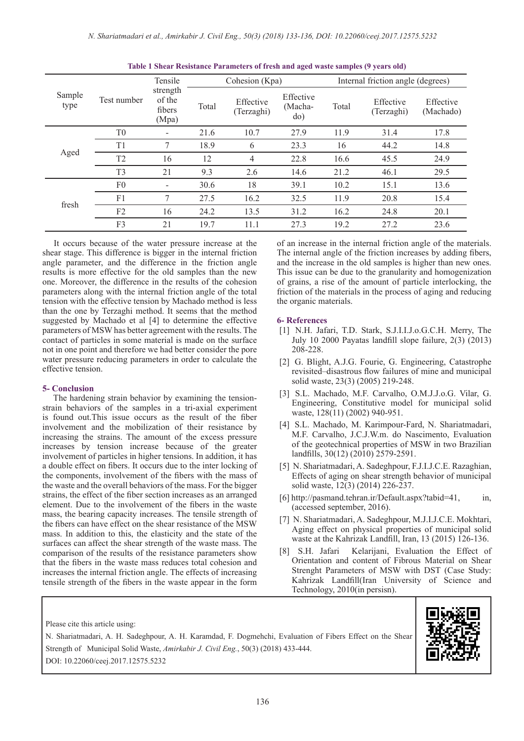**Table 1 Shear Resistance Parameters of fresh and aged waste samples (9 years old)**

| Sample type | Test number | Tensile strength of the fibers (Mpa) | Cohesion (Kpa) | | | Internal friction angle (degrees) | | |
|---|---|---|---|---|---|---|---|---|
| | | | Total | Effective (Terzaghi) | Effective (Machado) | Total | Effective (Terzaghi) | Effective (Machado) |
| Aged | T0 | - | 21.6 | 10.7 | 27.9 | 11.9 | 31.4 | 17.8 |
| | T1 | 7 | 18.9 | 6 | 23.3 | 16 | 44.2 | 14.8 |
| | T2 | 16 | 12 | 4 | 22.8 | 16.6 | 45.5 | 24.9 |
| | T3 | 21 | 9.3 | 2.6 | 14.6 | 21.2 | 46.1 | 29.5 |
| fresh | F0 | - | 30.6 | 18 | 39.1 | 10.2 | 15.1 | 13.6 |
| | F1 | 7 | 27.5 | 16.2 | 32.5 | 11.9 | 20.8 | 15.4 |
| | F2 | 16 | 24.2 | 13.5 | 31.2 | 16.2 | 24.8 | 20.1 |
| | F3 | 21 | 19.7 | 11.1 | 27.3 | 19.2 | 27.2 | 23.6 |

It occurs because of the water pressure increase at the shear stage. This difference is bigger in the internal friction angle parameter, and the difference in the friction angle results is more effective for the old samples than the new one. Moreover, the difference in the results of the cohesion parameters along with the internal friction angle of the total tension with the effective tension by Machado method is less than the one by Terzaghi method. It seems that the method suggested by Machado et al [4] to determine the effective parameters of MSW has better agreement with the results. The contact of particles in some material is made on the surface not in one point and therefore we had better consider the pore water pressure reducing parameters in order to calculate the effective tension.

## 5- Conclusion

The hardening strain behavior by examining the tension-strain behaviors of the samples in a tri-axial experiment is found out.This issue occurs as the result of the fiber involvement and the mobilization of their resistance by increasing the strains. The amount of the excess pressure increases by tension increase because of the greater involvement of particles in higher tensions. In addition, it has a double effect on fibers. It occurs due to the inter locking of the components, involvement of the fibers with the mass of the waste and the overall behaviors of the mass. For the bigger strains, the effect of the fiber section increases as an arranged element. Due to the involvement of the fibers in the waste mass, the bearing capacity increases. The tensile strength of the fibers can have effect on the shear resistance of the MSW mass. In addition to this, the elasticity and the state of the surfaces can affect the shear strength of the waste mass. The comparison of the results of the resistance parameters show that the fibers in the waste mass reduces total cohesion and increases the internal friction angle. The effects of increasing tensile strength of the fibers in the waste appear in the form of an increase in the internal friction angle of the materials. The internal angle of the friction increases by adding fibers, and the increase in the old samples is higher than new ones. This issue can be due to the granularity and homogenization of grains, a rise of the amount of particle interlocking, the friction of the materials in the process of aging and reducing the organic materials.

## 6- References

[1] N.H. Jafari, T.D. Stark, S.J.I.I.J.o.G.C.H. Merry, The July 10 2000 Payatas landfill slope failure, 2(3) (2013) 208-228.

[2] G. Blight, A.J.G. Fourie, G. Engineering, Catastrophe revisited–disastrous flow failures of mine and municipal solid waste, 23(3) (2005) 219-248.

[3] S.L. Machado, M.F. Carvalho, O.M.J.J.o.G. Vilar, G. Engineering, Constitutive model for municipal solid waste, 128(11) (2002) 940-951.

[4] S.L. Machado, M. Karimpour-Fard, N. Shariatmadari, M.F. Carvalho, J.C.J.W.m. do Nascimento, Evaluation of the geotechnical properties of MSW in two Brazilian landfills, 30(12) (2010) 2579-2591.

[5] N. Shariatmadari, A. Sadeghpour, F.J.I.J.C.E. Razaghian, Effects of aging on shear strength behavior of municipal solid waste, 12(3) (2014) 226-237.

[6] http://pasmand.tehran.ir/Default.aspx?tabid=41, in, (accessed september, 2016).

[7] N. Shariatmadari, A. Sadeghpour, M.J.I.J.C.E. Mokhtari, Aging effect on physical properties of municipal solid waste at the Kahrizak Landfill, Iran, 13 (2015) 126-136.

[8] S.H. Jafari Kelarijani, Evaluation the Effect of Orientation and content of Fibrous Material on Shear Strenght Parameters of MSW with DST (Case Study: Kahrizak Landfill(Iran University of Science and Technology, 2010(in persisn).

Please cite this article using:

N. Shariatmadari, A. H. Sadeghpour, A. H. Karamdad, F. Dogmehchi, Evaluation of Fibers Effect on the Shear Strength of Municipal Solid Waste, *Amirkabir J. Civil Eng.*, 50(3) (2018) 433-444.

DOI: 10.22060/ceej.2017.12575.5232